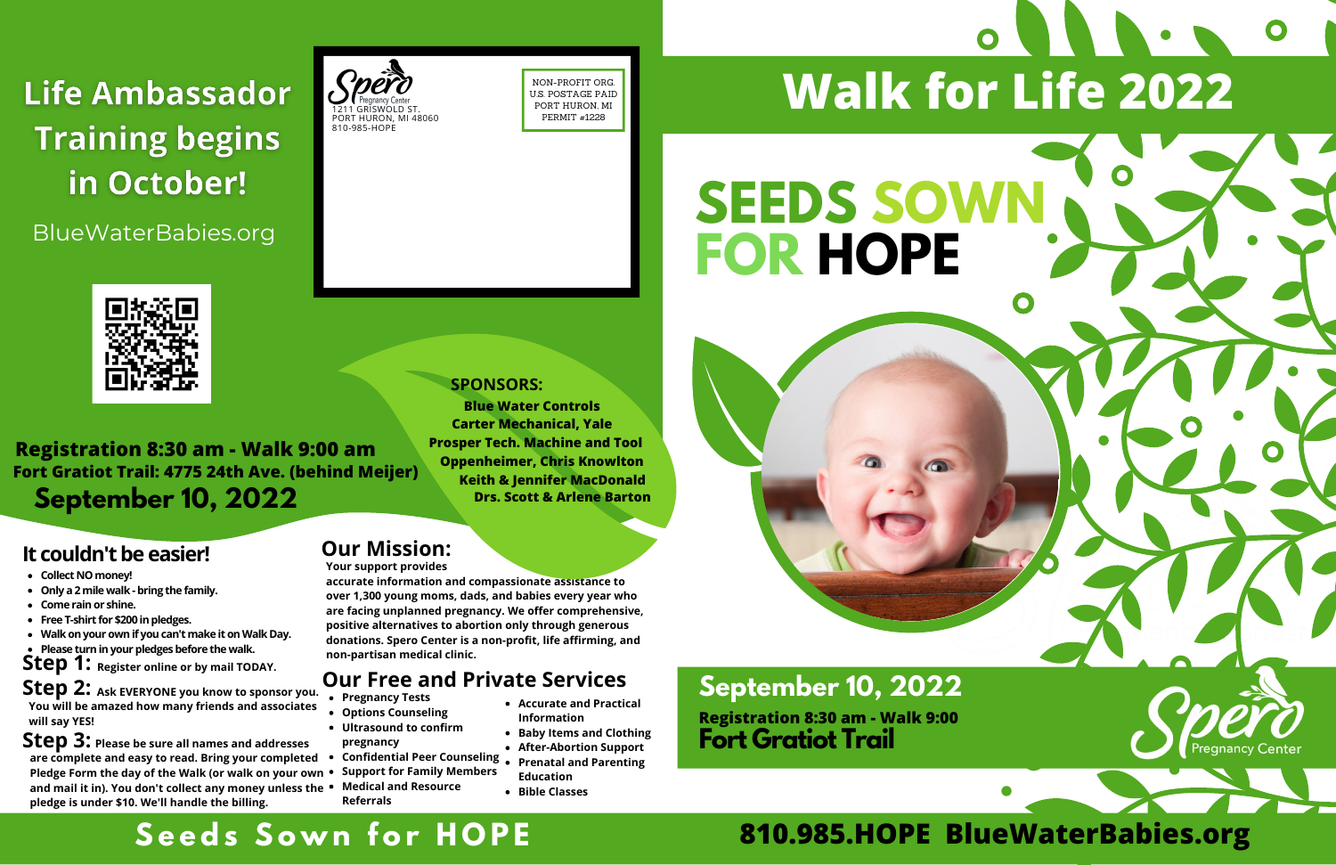## Life Ambassador Training begins in October!

BlueWaterBabies.org

**Registration 8:30 am - Walk 9:00 am**
**Fort Gratiot Trail: 4775 24th Ave. (behind Meijer)**
**September 10, 2022**

Spero Pregnancy Center
1211 GRISWOLD ST.
PORT HURON, MI 48060
810-985-HOPE

NON-PROFIT ORG.
U.S. POSTAGE PAID
PORT HURON, MI
PERMIT #1228

**SPONSORS:**
**Blue Water Controls**
**Carter Mechanical, Yale**
**Prosper Tech. Machine and Tool**
**Oppenheimer, Chris Knowlton**
**Keith & Jennifer MacDonald**
**Drs. Scott & Arlene Barton**

## It couldn't be easier!

- Collect NO money!
- Only a 2 mile walk - bring the family.
- Come rain or shine.
- Free T-shirt for $200 in pledges.
- Walk on your own if you can't make it on Walk Day.
- Please turn in your pledges before the walk.

**Step 1:** Register online or by mail TODAY.

**Step 2:** Ask EVERYONE you know to sponsor you. You will be amazed how many friends and associates will say YES!

**Step 3:** Please be sure all names and addresses are complete and easy to read. Bring your completed Pledge Form the day of the Walk (or walk on your own and mail it in). You don't collect any money unless the pledge is under $10. We'll handle the billing.

## Our Mission:

Your support provides accurate information and compassionate assistance to over 1,300 young moms, dads, and babies every year who are facing unplanned pregnancy. We offer comprehensive, positive alternatives to abortion only through generous donations. Spero Center is a non-profit, life affirming, and non-partisan medical clinic.

## Our Free and Private Services

- Pregnancy Tests
- Options Counseling
- Ultrasound to confirm pregnancy
- Confidential Peer Counseling
- Support for Family Members
- Medical and Resource Referrals
- Accurate and Practical Information
- Baby Items and Clothing
- After-Abortion Support
- Prenatal and Parenting Education
- Bible Classes

# Walk for Life 2022

# SEEDS SOWN FOR HOPE

## September 10, 2022

**Registration 8:30 am - Walk 9:00**
**Fort Gratiot Trail**

Spero Pregnancy Center

**Seeds Sown for HOPE**

**810.985.HOPE BlueWaterBabies.org**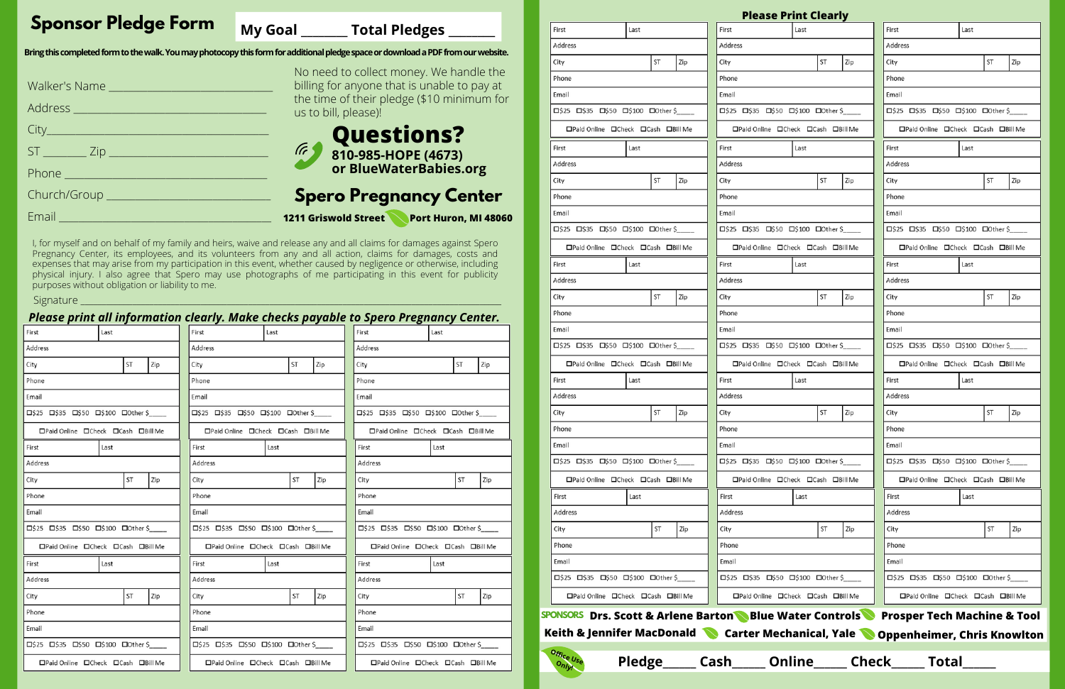# Sponsor Pledge Form

My Goal ______ Total Pledges ______

**Bring this completed form to the walk. You may photocopy this form for additional pledge space or download a PDF from our website.**

Walker's Name ______________________________

Address ______________________________

City______________________________

ST _______ Zip ______________________________

Phone ______________________________

Church/Group ______________________________

Email ______________________________

No need to collect money. We handle the billing for anyone that is unable to pay at the time of their pledge ($10 minimum for us to bill, please)!

## Questions?

**810-985-HOPE (4673)**
**or BlueWaterBabies.org**

## Spero Pregnancy Center

**1211 Griswold Street Port Huron, MI 48060**

I, for myself and on behalf of my family and heirs, waive and release any and all claims for damages against Spero Pregnancy Center, its employees, and its volunteers from any and all action, claims for damages, costs and expenses that may arise from my participation in this event, whether caused by negligence or otherwise, including physical injury. I also agree that Spero may use photographs of me participating in this event for publicity purposes without obligation or liability to me.

Signature ______________________________

***Please print all information clearly. Make checks payable to Spero Pregnancy Center.***

| | |
|---|---|
| First | Last |
| Address | |
| City | ST / Zip |
| Phone | |
| Email | |
| ☐$25 ☐$35 ☐$50 ☐$100 ☐Other $____ | |
| ☐Paid Online ☐Check ☐Cash ☐Bill Me | |

(The above pledge block is repeated 24 times on the page.)

**Please Print Clearly**

SPONSORS **Drs. Scott & Arlene Barton** **Blue Water Controls** **Prosper Tech Machine & Tool** **Keith & Jennifer MacDonald** **Carter Mechanical, Yale** **Oppenheimer, Chris Knowlton**

Office Use Only!

Pledge_____ Cash_____ Online_____ Check_____ Total_____